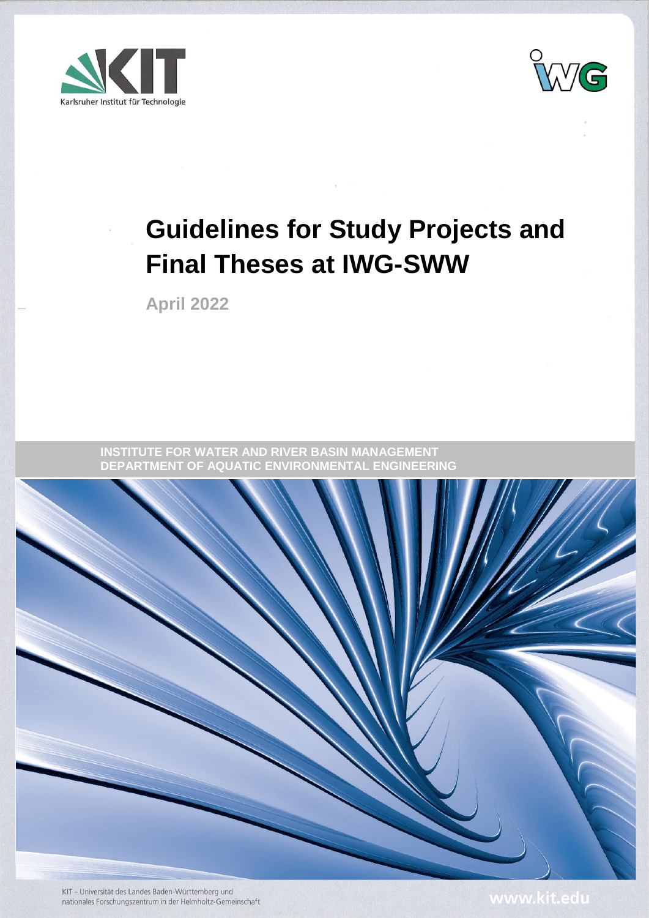Karlsruher Institut für Technologie

# Guidelines for Study Projects and Final Theses at IWG-SWW

**April 2022**

**INSTITUTE FOR WATER AND RIVER BASIN MANAGEMENT**
**DEPARTMENT OF AQUATIC ENVIRONMENTAL ENGINEERING**

KIT – Universität des Landes Baden-Württemberg und nationales Forschungszentrum in der Helmholtz-Gemeinschaft

www.kit.edu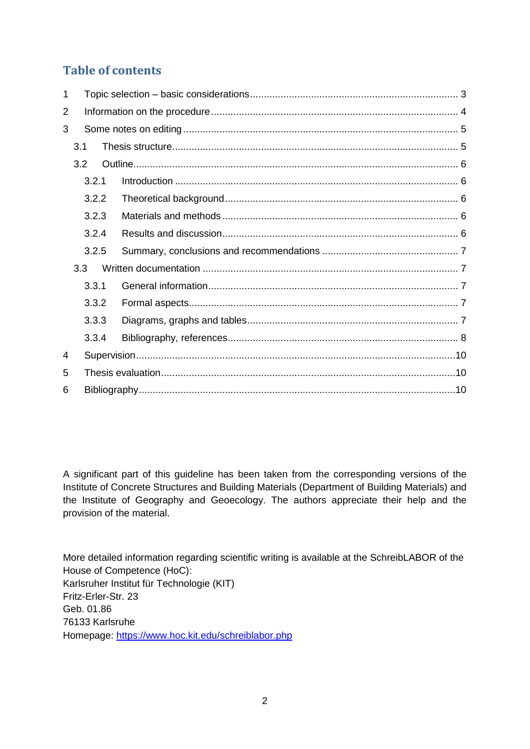# Table of contents

1 Topic selection – basic considerations ........ 3

2 Information on the procedure ........ 4

3 Some notes on editing ........ 5

- 3.1 Thesis structure ........ 5
- 3.2 Outline ........ 6
  - 3.2.1 Introduction ........ 6
  - 3.2.2 Theoretical background ........ 6
  - 3.2.3 Materials and methods ........ 6
  - 3.2.4 Results and discussion ........ 6
  - 3.2.5 Summary, conclusions and recommendations ........ 7
- 3.3 Written documentation ........ 7
  - 3.3.1 General information ........ 7
  - 3.3.2 Formal aspects ........ 7
  - 3.3.3 Diagrams, graphs and tables ........ 7
  - 3.3.4 Bibliography, references ........ 8

4 Supervision ........ 10

5 Thesis evaluation ........ 10

6 Bibliography ........ 10

A significant part of this guideline has been taken from the corresponding versions of the Institute of Concrete Structures and Building Materials (Department of Building Materials) and the Institute of Geography and Geoecology. The authors appreciate their help and the provision of the material.

More detailed information regarding scientific writing is available at the SchreibLABOR of the House of Competence (HoC):
Karlsruher Institut für Technologie (KIT)
Fritz-Erler-Str. 23
Geb. 01.86
76133 Karlsruhe
Homepage: [https://www.hoc.kit.edu/schreiblabor.php](https://www.hoc.kit.edu/schreiblabor.php)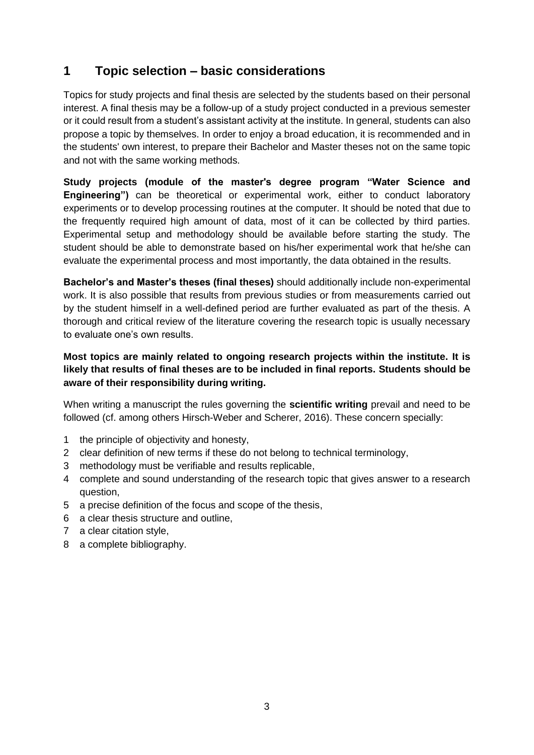# 1 Topic selection – basic considerations

Topics for study projects and final thesis are selected by the students based on their personal interest. A final thesis may be a follow-up of a study project conducted in a previous semester or it could result from a student's assistant activity at the institute. In general, students can also propose a topic by themselves. In order to enjoy a broad education, it is recommended and in the students' own interest, to prepare their Bachelor and Master theses not on the same topic and not with the same working methods.

**Study projects (module of the master's degree program "Water Science and Engineering")** can be theoretical or experimental work, either to conduct laboratory experiments or to develop processing routines at the computer. It should be noted that due to the frequently required high amount of data, most of it can be collected by third parties. Experimental setup and methodology should be available before starting the study. The student should be able to demonstrate based on his/her experimental work that he/she can evaluate the experimental process and most importantly, the data obtained in the results.

**Bachelor's and Master's theses (final theses)** should additionally include non-experimental work. It is also possible that results from previous studies or from measurements carried out by the student himself in a well-defined period are further evaluated as part of the thesis. A thorough and critical review of the literature covering the research topic is usually necessary to evaluate one's own results.

**Most topics are mainly related to ongoing research projects within the institute. It is likely that results of final theses are to be included in final reports. Students should be aware of their responsibility during writing.**

When writing a manuscript the rules governing the **scientific writing** prevail and need to be followed (cf. among others Hirsch-Weber and Scherer, 2016). These concern specially:

1. the principle of objectivity and honesty,
2. clear definition of new terms if these do not belong to technical terminology,
3. methodology must be verifiable and results replicable,
4. complete and sound understanding of the research topic that gives answer to a research question,
5. a precise definition of the focus and scope of the thesis,
6. a clear thesis structure and outline,
7. a clear citation style,
8. a complete bibliography.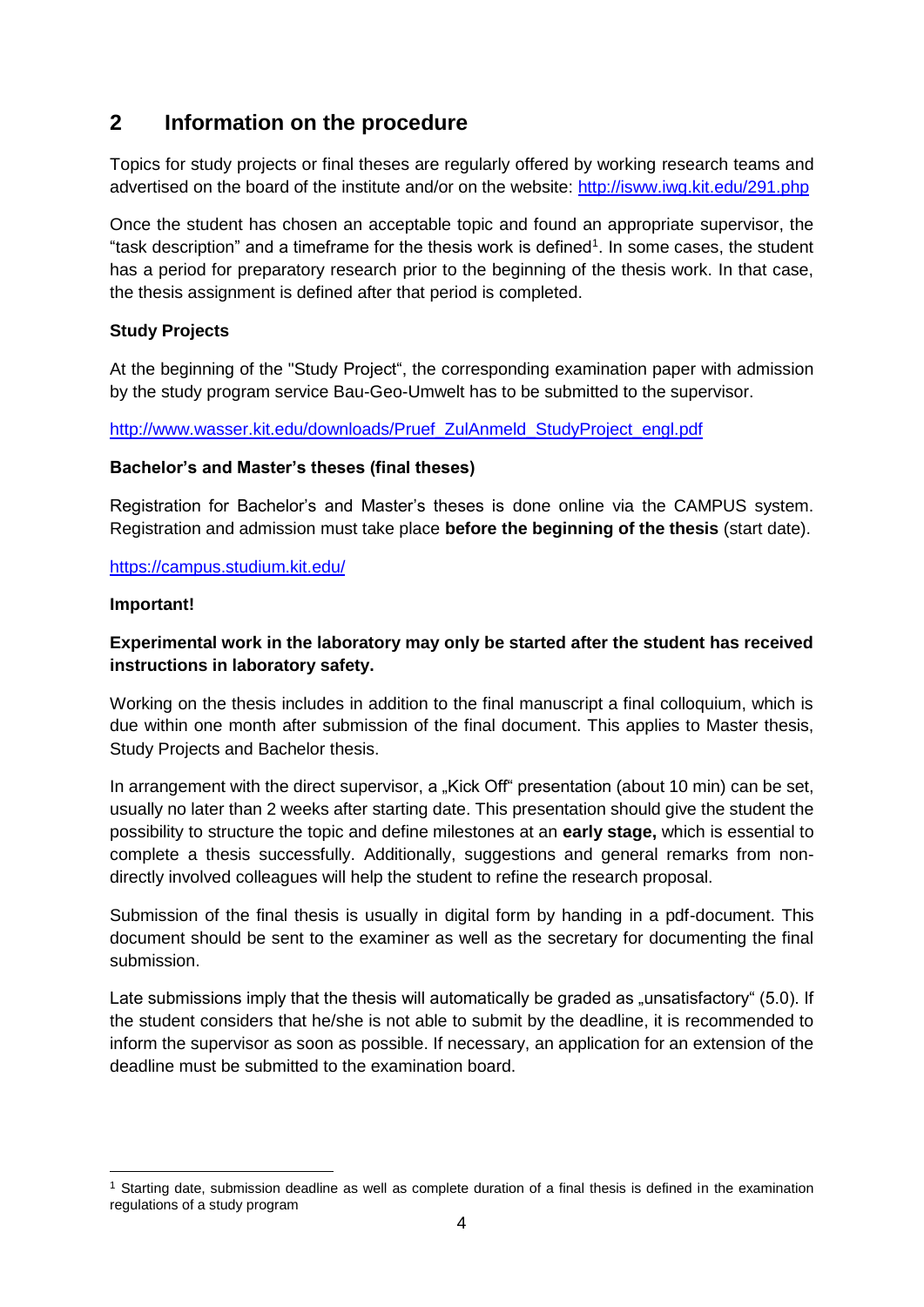## 2 Information on the procedure

Topics for study projects or final theses are regularly offered by working research teams and advertised on the board of the institute and/or on the website: http://isww.iwg.kit.edu/291.php

Once the student has chosen an acceptable topic and found an appropriate supervisor, the "task description" and a timeframe for the thesis work is defined[1]. In some cases, the student has a period for preparatory research prior to the beginning of the thesis work. In that case, the thesis assignment is defined after that period is completed.

**Study Projects**

At the beginning of the "Study Project", the corresponding examination paper with admission by the study program service Bau-Geo-Umwelt has to be submitted to the supervisor.

http://www.wasser.kit.edu/downloads/Pruef_ZulAnmeld_StudyProject_engl.pdf

**Bachelor's and Master's theses (final theses)**

Registration for Bachelor's and Master's theses is done online via the CAMPUS system. Registration and admission must take place **before the beginning of the thesis** (start date).

https://campus.studium.kit.edu/

**Important!**

**Experimental work in the laboratory may only be started after the student has received instructions in laboratory safety.**

Working on the thesis includes in addition to the final manuscript a final colloquium, which is due within one month after submission of the final document. This applies to Master thesis, Study Projects and Bachelor thesis.

In arrangement with the direct supervisor, a „Kick Off" presentation (about 10 min) can be set, usually no later than 2 weeks after starting date. This presentation should give the student the possibility to structure the topic and define milestones at an **early stage,** which is essential to complete a thesis successfully. Additionally, suggestions and general remarks from non-directly involved colleagues will help the student to refine the research proposal.

Submission of the final thesis is usually in digital form by handing in a pdf-document. This document should be sent to the examiner as well as the secretary for documenting the final submission.

Late submissions imply that the thesis will automatically be graded as „unsatisfactory" (5.0). If the student considers that he/she is not able to submit by the deadline, it is recommended to inform the supervisor as soon as possible. If necessary, an application for an extension of the deadline must be submitted to the examination board.

---

[1] Starting date, submission deadline as well as complete duration of a final thesis is defined in the examination regulations of a study program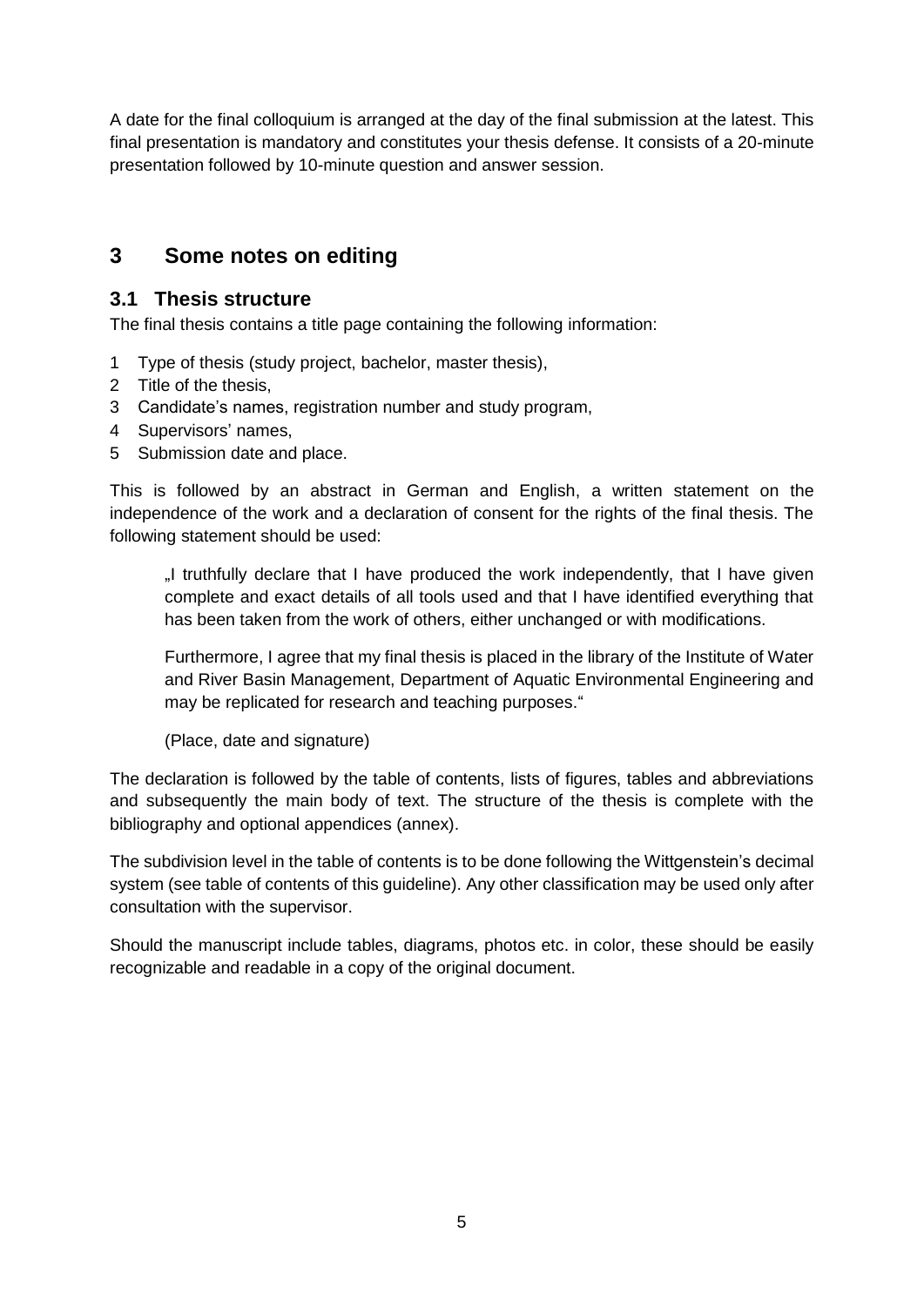A date for the final colloquium is arranged at the day of the final submission at the latest. This final presentation is mandatory and constitutes your thesis defense. It consists of a 20-minute presentation followed by 10-minute question and answer session.

# 3 Some notes on editing

## 3.1 Thesis structure

The final thesis contains a title page containing the following information:

1. Type of thesis (study project, bachelor, master thesis),
2. Title of the thesis,
3. Candidate's names, registration number and study program,
4. Supervisors' names,
5. Submission date and place.

This is followed by an abstract in German and English, a written statement on the independence of the work and a declaration of consent for the rights of the final thesis. The following statement should be used:

> „I truthfully declare that I have produced the work independently, that I have given complete and exact details of all tools used and that I have identified everything that has been taken from the work of others, either unchanged or with modifications.
>
> Furthermore, I agree that my final thesis is placed in the library of the Institute of Water and River Basin Management, Department of Aquatic Environmental Engineering and may be replicated for research and teaching purposes."
>
> (Place, date and signature)

The declaration is followed by the table of contents, lists of figures, tables and abbreviations and subsequently the main body of text. The structure of the thesis is complete with the bibliography and optional appendices (annex).

The subdivision level in the table of contents is to be done following the Wittgenstein's decimal system (see table of contents of this guideline). Any other classification may be used only after consultation with the supervisor.

Should the manuscript include tables, diagrams, photos etc. in color, these should be easily recognizable and readable in a copy of the original document.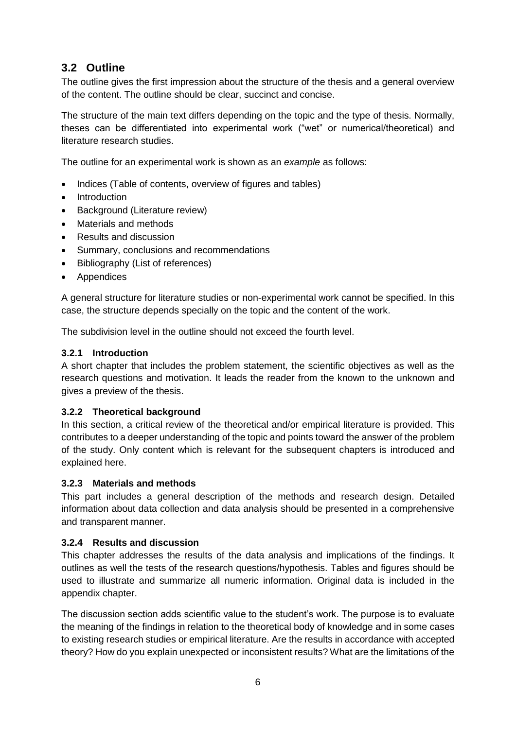## 3.2 Outline

The outline gives the first impression about the structure of the thesis and a general overview of the content. The outline should be clear, succinct and concise.

The structure of the main text differs depending on the topic and the type of thesis. Normally, theses can be differentiated into experimental work ("wet" or numerical/theoretical) and literature research studies.

The outline for an experimental work is shown as an *example* as follows:

- Indices (Table of contents, overview of figures and tables)
- Introduction
- Background (Literature review)
- Materials and methods
- Results and discussion
- Summary, conclusions and recommendations
- Bibliography (List of references)
- Appendices

A general structure for literature studies or non-experimental work cannot be specified. In this case, the structure depends specially on the topic and the content of the work.

The subdivision level in the outline should not exceed the fourth level.

### 3.2.1 Introduction

A short chapter that includes the problem statement, the scientific objectives as well as the research questions and motivation. It leads the reader from the known to the unknown and gives a preview of the thesis.

### 3.2.2 Theoretical background

In this section, a critical review of the theoretical and/or empirical literature is provided. This contributes to a deeper understanding of the topic and points toward the answer of the problem of the study. Only content which is relevant for the subsequent chapters is introduced and explained here.

### 3.2.3 Materials and methods

This part includes a general description of the methods and research design. Detailed information about data collection and data analysis should be presented in a comprehensive and transparent manner.

### 3.2.4 Results and discussion

This chapter addresses the results of the data analysis and implications of the findings. It outlines as well the tests of the research questions/hypothesis. Tables and figures should be used to illustrate and summarize all numeric information. Original data is included in the appendix chapter.

The discussion section adds scientific value to the student's work. The purpose is to evaluate the meaning of the findings in relation to the theoretical body of knowledge and in some cases to existing research studies or empirical literature. Are the results in accordance with accepted theory? How do you explain unexpected or inconsistent results? What are the limitations of the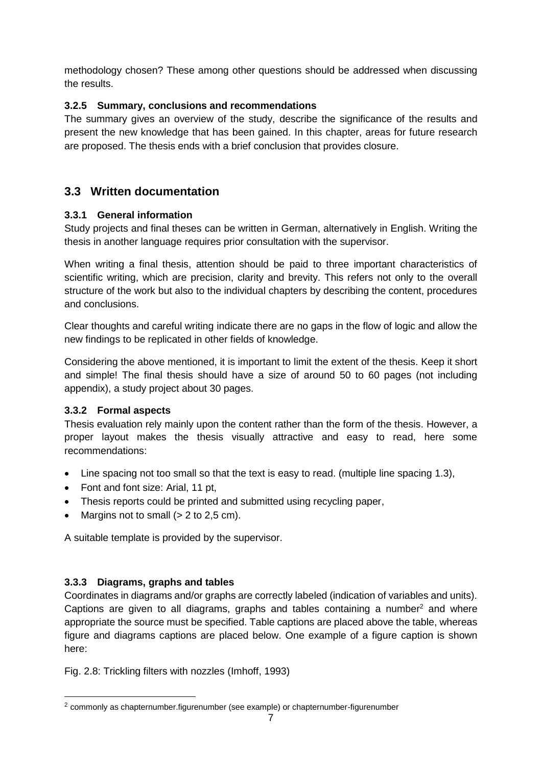methodology chosen? These among other questions should be addressed when discussing the results.

### 3.2.5 Summary, conclusions and recommendations

The summary gives an overview of the study, describe the significance of the results and present the new knowledge that has been gained. In this chapter, areas for future research are proposed. The thesis ends with a brief conclusion that provides closure.

## 3.3 Written documentation

### 3.3.1 General information

Study projects and final theses can be written in German, alternatively in English. Writing the thesis in another language requires prior consultation with the supervisor.

When writing a final thesis, attention should be paid to three important characteristics of scientific writing, which are precision, clarity and brevity. This refers not only to the overall structure of the work but also to the individual chapters by describing the content, procedures and conclusions.

Clear thoughts and careful writing indicate there are no gaps in the flow of logic and allow the new findings to be replicated in other fields of knowledge.

Considering the above mentioned, it is important to limit the extent of the thesis. Keep it short and simple! The final thesis should have a size of around 50 to 60 pages (not including appendix), a study project about 30 pages.

### 3.3.2 Formal aspects

Thesis evaluation rely mainly upon the content rather than the form of the thesis. However, a proper layout makes the thesis visually attractive and easy to read, here some recommendations:

- Line spacing not too small so that the text is easy to read. (multiple line spacing 1.3),
- Font and font size: Arial, 11 pt,
- Thesis reports could be printed and submitted using recycling paper,
- Margins not to small (> 2 to 2,5 cm).

A suitable template is provided by the supervisor.

### 3.3.3 Diagrams, graphs and tables

Coordinates in diagrams and/or graphs are correctly labeled (indication of variables and units). Captions are given to all diagrams, graphs and tables containing a number[2] and where appropriate the source must be specified. Table captions are placed above the table, whereas figure and diagrams captions are placed below. One example of a figure caption is shown here:

Fig. 2.8: Trickling filters with nozzles (Imhoff, 1993)

[2] commonly as chapternumber.figurenumber (see example) or chapternumber-figurenumber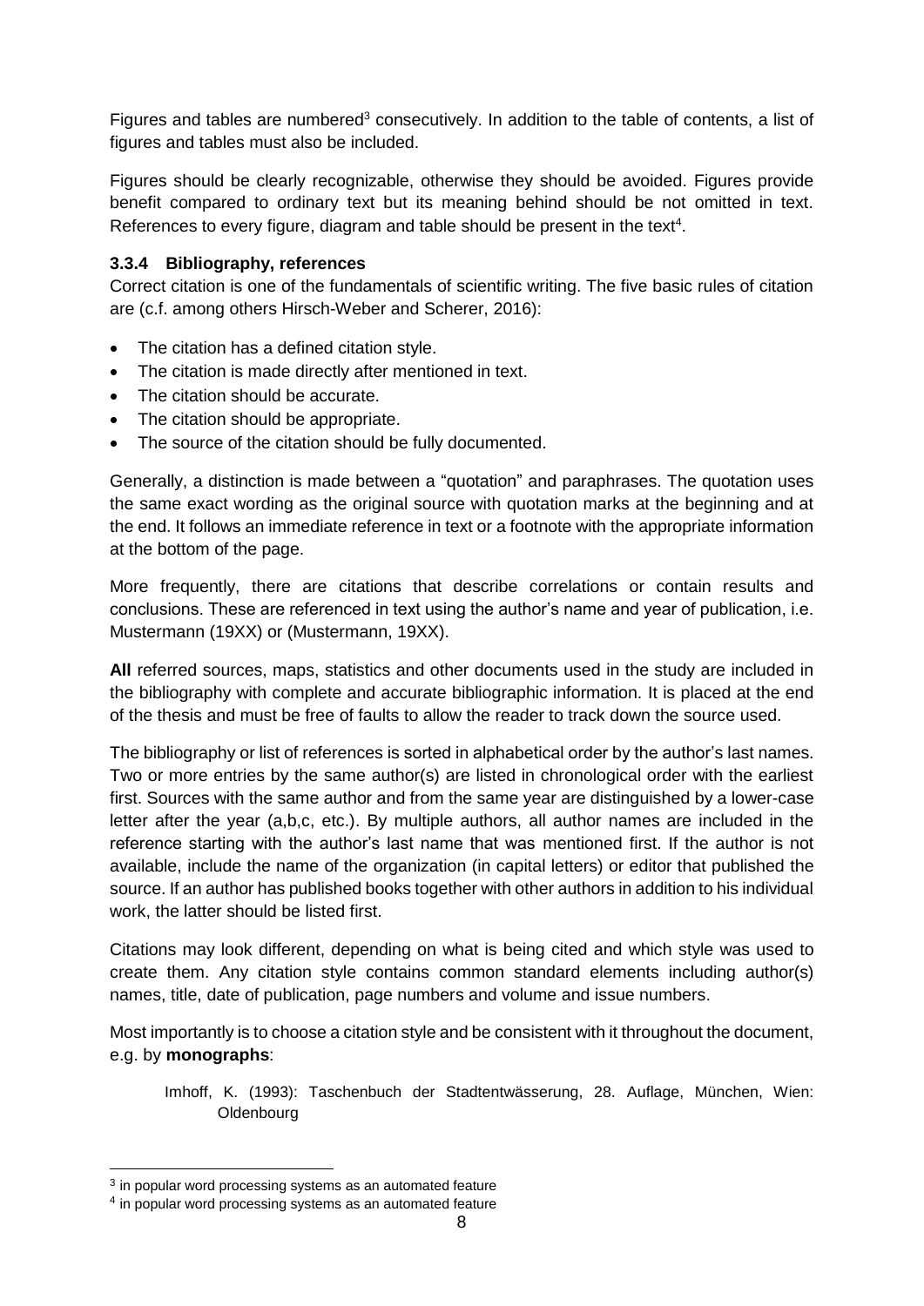Figures and tables are numbered[3] consecutively. In addition to the table of contents, a list of figures and tables must also be included.

Figures should be clearly recognizable, otherwise they should be avoided. Figures provide benefit compared to ordinary text but its meaning behind should be not omitted in text. References to every figure, diagram and table should be present in the text[4].

### 3.3.4 Bibliography, references

Correct citation is one of the fundamentals of scientific writing. The five basic rules of citation are (c.f. among others Hirsch-Weber and Scherer, 2016):

- The citation has a defined citation style.
- The citation is made directly after mentioned in text.
- The citation should be accurate.
- The citation should be appropriate.
- The source of the citation should be fully documented.

Generally, a distinction is made between a "quotation" and paraphrases. The quotation uses the same exact wording as the original source with quotation marks at the beginning and at the end. It follows an immediate reference in text or a footnote with the appropriate information at the bottom of the page.

More frequently, there are citations that describe correlations or contain results and conclusions. These are referenced in text using the author's name and year of publication, i.e. Mustermann (19XX) or (Mustermann, 19XX).

**All** referred sources, maps, statistics and other documents used in the study are included in the bibliography with complete and accurate bibliographic information. It is placed at the end of the thesis and must be free of faults to allow the reader to track down the source used.

The bibliography or list of references is sorted in alphabetical order by the author's last names. Two or more entries by the same author(s) are listed in chronological order with the earliest first. Sources with the same author and from the same year are distinguished by a lower-case letter after the year (a,b,c, etc.). By multiple authors, all author names are included in the reference starting with the author's last name that was mentioned first. If the author is not available, include the name of the organization (in capital letters) or editor that published the source. If an author has published books together with other authors in addition to his individual work, the latter should be listed first.

Citations may look different, depending on what is being cited and which style was used to create them. Any citation style contains common standard elements including author(s) names, title, date of publication, page numbers and volume and issue numbers.

Most importantly is to choose a citation style and be consistent with it throughout the document, e.g. by **monographs**:

> Imhoff, K. (1993): Taschenbuch der Stadtentwässerung, 28. Auflage, München, Wien: Oldenbourg

---

[3] in popular word processing systems as an automated feature

[4] in popular word processing systems as an automated feature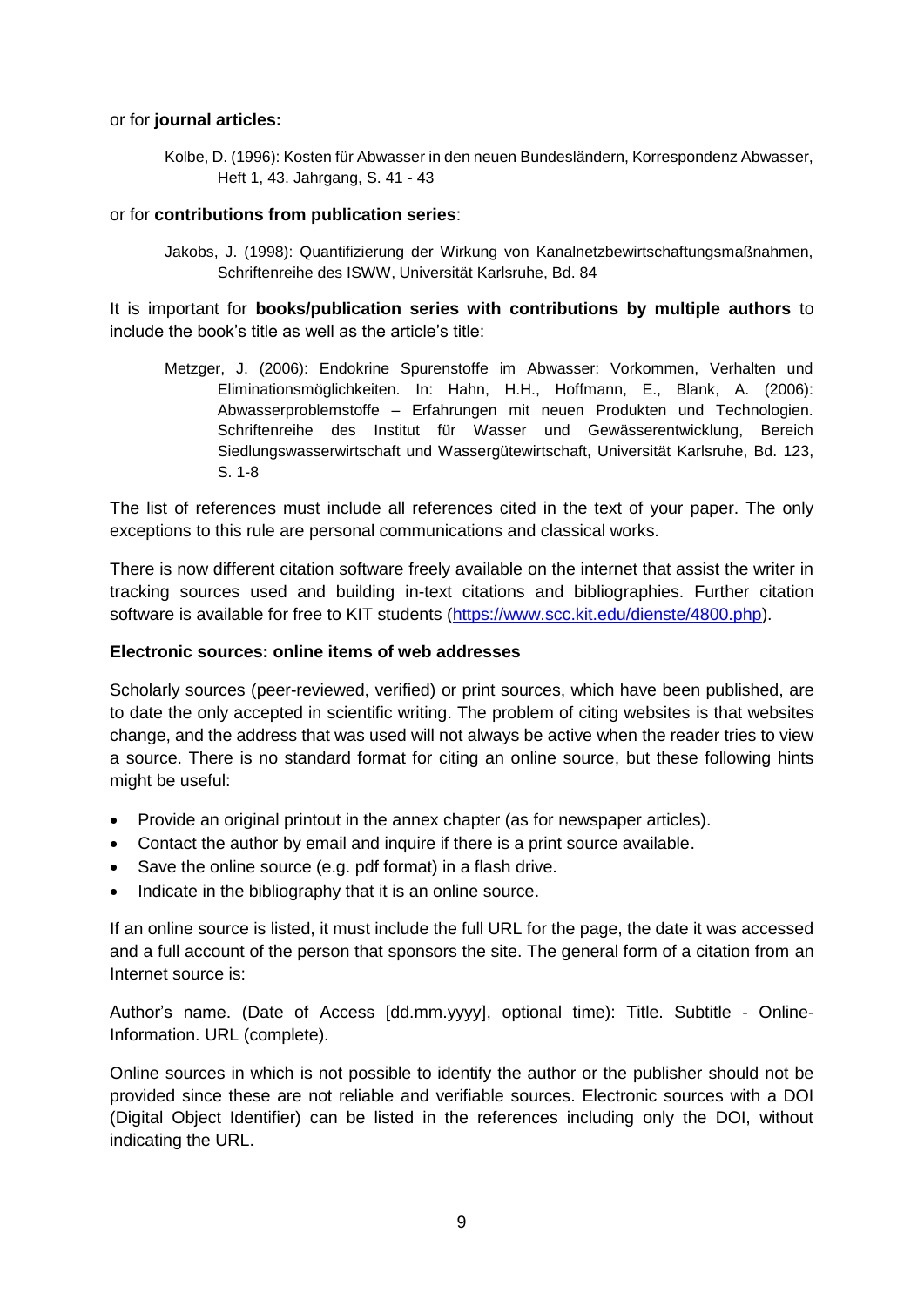or for **journal articles:**

> Kolbe, D. (1996): Kosten für Abwasser in den neuen Bundesländern, Korrespondenz Abwasser, Heft 1, 43. Jahrgang, S. 41 - 43

or for **contributions from publication series**:

> Jakobs, J. (1998): Quantifizierung der Wirkung von Kanalnetzbewirtschaftungsmaßnahmen, Schriftenreihe des ISWW, Universität Karlsruhe, Bd. 84

It is important for **books/publication series with contributions by multiple authors** to include the book's title as well as the article's title:

> Metzger, J. (2006): Endokrine Spurenstoffe im Abwasser: Vorkommen, Verhalten und Eliminationsmöglichkeiten. In: Hahn, H.H., Hoffmann, E., Blank, A. (2006): Abwasserproblemstoffe – Erfahrungen mit neuen Produkten und Technologien. Schriftenreihe des Institut für Wasser und Gewässerentwicklung, Bereich Siedlungswasserwirtschaft und Wassergütewirtschaft, Universität Karlsruhe, Bd. 123, S. 1-8

The list of references must include all references cited in the text of your paper. The only exceptions to this rule are personal communications and classical works.

There is now different citation software freely available on the internet that assist the writer in tracking sources used and building in-text citations and bibliographies. Further citation software is available for free to KIT students (https://www.scc.kit.edu/dienste/4800.php).

**Electronic sources: online items of web addresses**

Scholarly sources (peer-reviewed, verified) or print sources, which have been published, are to date the only accepted in scientific writing. The problem of citing websites is that websites change, and the address that was used will not always be active when the reader tries to view a source. There is no standard format for citing an online source, but these following hints might be useful:

- Provide an original printout in the annex chapter (as for newspaper articles).
- Contact the author by email and inquire if there is a print source available.
- Save the online source (e.g. pdf format) in a flash drive.
- Indicate in the bibliography that it is an online source.

If an online source is listed, it must include the full URL for the page, the date it was accessed and a full account of the person that sponsors the site. The general form of a citation from an Internet source is:

Author's name. (Date of Access [dd.mm.yyyy], optional time): Title. Subtitle - Online-Information. URL (complete).

Online sources in which is not possible to identify the author or the publisher should not be provided since these are not reliable and verifiable sources. Electronic sources with a DOI (Digital Object Identifier) can be listed in the references including only the DOI, without indicating the URL.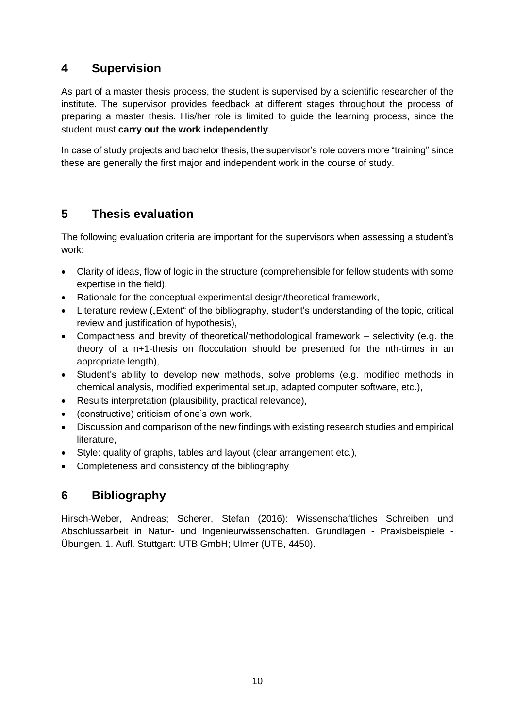## 4 Supervision

As part of a master thesis process, the student is supervised by a scientific researcher of the institute. The supervisor provides feedback at different stages throughout the process of preparing a master thesis. His/her role is limited to guide the learning process, since the student must **carry out the work independently**.

In case of study projects and bachelor thesis, the supervisor's role covers more "training" since these are generally the first major and independent work in the course of study.

## 5 Thesis evaluation

The following evaluation criteria are important for the supervisors when assessing a student's work:

- Clarity of ideas, flow of logic in the structure (comprehensible for fellow students with some expertise in the field),
- Rationale for the conceptual experimental design/theoretical framework,
- Literature review („Extent" of the bibliography, student's understanding of the topic, critical review and justification of hypothesis),
- Compactness and brevity of theoretical/methodological framework – selectivity (e.g. the theory of a n+1-thesis on flocculation should be presented for the nth-times in an appropriate length),
- Student's ability to develop new methods, solve problems (e.g. modified methods in chemical analysis, modified experimental setup, adapted computer software, etc.),
- Results interpretation (plausibility, practical relevance),
- (constructive) criticism of one's own work,
- Discussion and comparison of the new findings with existing research studies and empirical literature,
- Style: quality of graphs, tables and layout (clear arrangement etc.),
- Completeness and consistency of the bibliography

## 6 Bibliography

Hirsch-Weber, Andreas; Scherer, Stefan (2016): Wissenschaftliches Schreiben und Abschlussarbeit in Natur- und Ingenieurwissenschaften. Grundlagen - Praxisbeispiele - Übungen. 1. Aufl. Stuttgart: UTB GmbH; Ulmer (UTB, 4450).